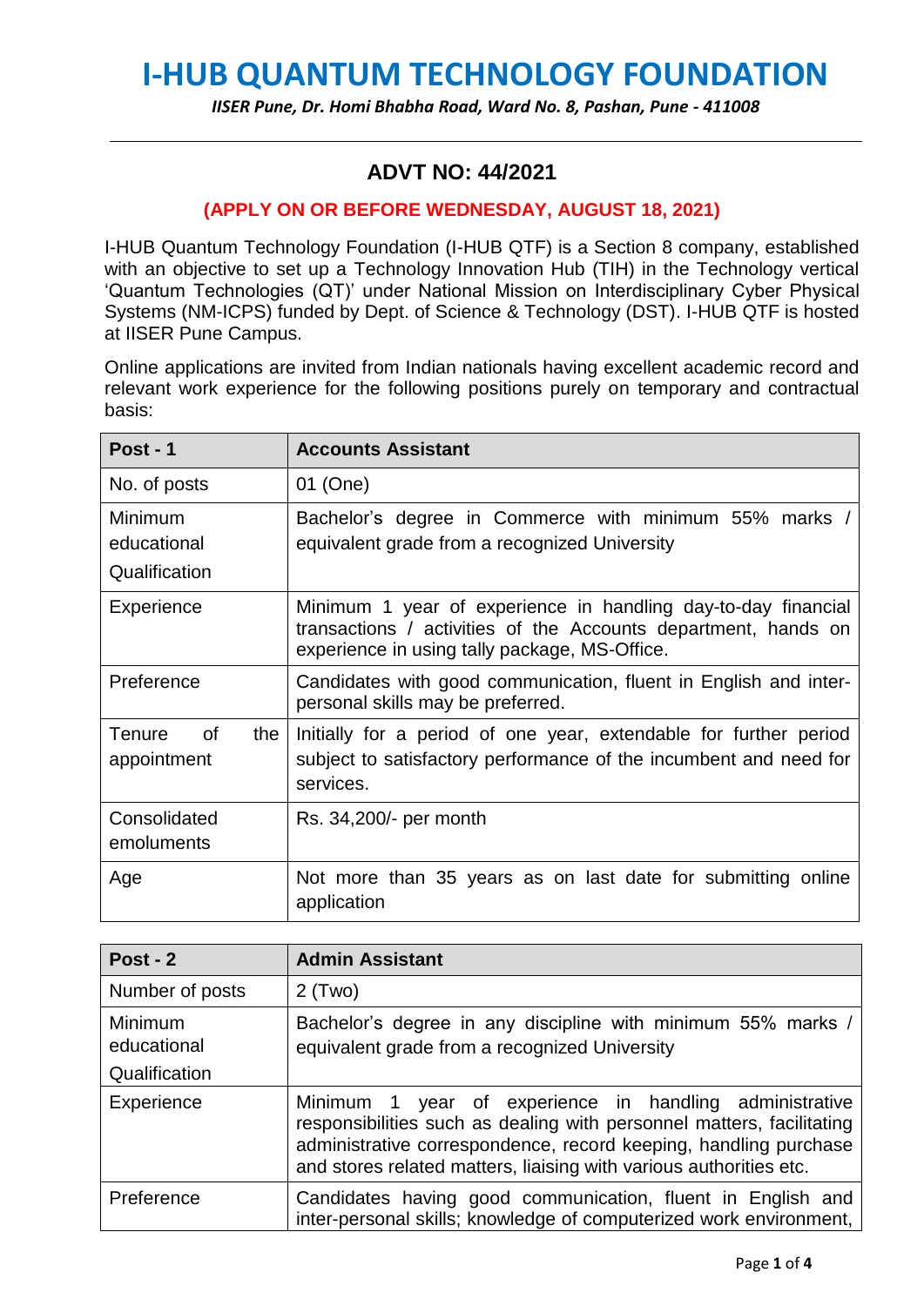# I-HUB QUANTUM TECHNOLOGY FOUNDATION

***IISER Pune, Dr. Homi Bhabha Road, Ward No. 8, Pashan, Pune - 411008***

## ADVT NO: 44/2021

**(APPLY ON OR BEFORE WEDNESDAY, AUGUST 18, 2021)**

I-HUB Quantum Technology Foundation (I-HUB QTF) is a Section 8 company, established with an objective to set up a Technology Innovation Hub (TIH) in the Technology vertical 'Quantum Technologies (QT)' under National Mission on Interdisciplinary Cyber Physical Systems (NM-ICPS) funded by Dept. of Science & Technology (DST). I-HUB QTF is hosted at IISER Pune Campus.

Online applications are invited from Indian nationals having excellent academic record and relevant work experience for the following positions purely on temporary and contractual basis:

| **Post - 1** | **Accounts Assistant** |
|---|---|
| No. of posts | 01 (One) |
| Minimum educational Qualification | Bachelor's degree in Commerce with minimum 55% marks / equivalent grade from a recognized University |
| Experience | Minimum 1 year of experience in handling day-to-day financial transactions / activities of the Accounts department, hands on experience in using tally package, MS-Office. |
| Preference | Candidates with good communication, fluent in English and inter-personal skills may be preferred. |
| Tenure of the appointment | Initially for a period of one year, extendable for further period subject to satisfactory performance of the incumbent and need for services. |
| Consolidated emoluments | Rs. 34,200/- per month |
| Age | Not more than 35 years as on last date for submitting online application |

| **Post - 2** | **Admin Assistant** |
|---|---|
| Number of posts | 2 (Two) |
| Minimum educational Qualification | Bachelor's degree in any discipline with minimum 55% marks / equivalent grade from a recognized University |
| Experience | Minimum 1 year of experience in handling administrative responsibilities such as dealing with personnel matters, facilitating administrative correspondence, record keeping, handling purchase and stores related matters, liaising with various authorities etc. |
| Preference | Candidates having good communication, fluent in English and inter-personal skills; knowledge of computerized work environment, |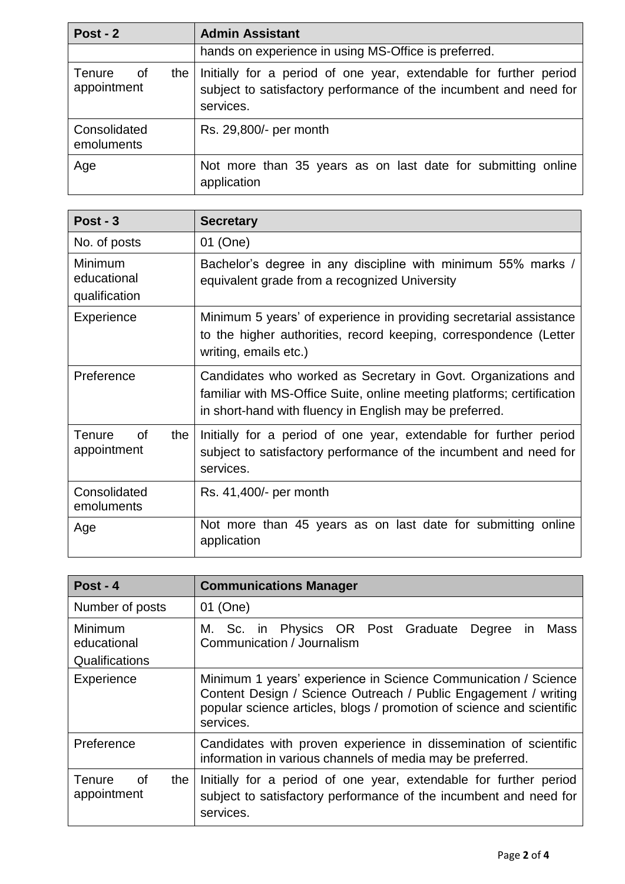| Post - 2 | Admin Assistant |
|---|---|
| | hands on experience in using MS-Office is preferred. |
| Tenure of the appointment | Initially for a period of one year, extendable for further period subject to satisfactory performance of the incumbent and need for services. |
| Consolidated emoluments | Rs. 29,800/- per month |
| Age | Not more than 35 years as on last date for submitting online application |

| Post - 3 | Secretary |
|---|---|
| No. of posts | 01 (One) |
| Minimum educational qualification | Bachelor's degree in any discipline with minimum 55% marks / equivalent grade from a recognized University |
| Experience | Minimum 5 years' of experience in providing secretarial assistance to the higher authorities, record keeping, correspondence (Letter writing, emails etc.) |
| Preference | Candidates who worked as Secretary in Govt. Organizations and familiar with MS-Office Suite, online meeting platforms; certification in short-hand with fluency in English may be preferred. |
| Tenure of the appointment | Initially for a period of one year, extendable for further period subject to satisfactory performance of the incumbent and need for services. |
| Consolidated emoluments | Rs. 41,400/- per month |
| Age | Not more than 45 years as on last date for submitting online application |

| Post - 4 | Communications Manager |
|---|---|
| Number of posts | 01 (One) |
| Minimum educational Qualifications | M. Sc. in Physics OR Post Graduate Degree in Mass Communication / Journalism |
| Experience | Minimum 1 years' experience in Science Communication / Science Content Design / Science Outreach / Public Engagement / writing popular science articles, blogs / promotion of science and scientific services. |
| Preference | Candidates with proven experience in dissemination of scientific information in various channels of media may be preferred. |
| Tenure of the appointment | Initially for a period of one year, extendable for further period subject to satisfactory performance of the incumbent and need for services. |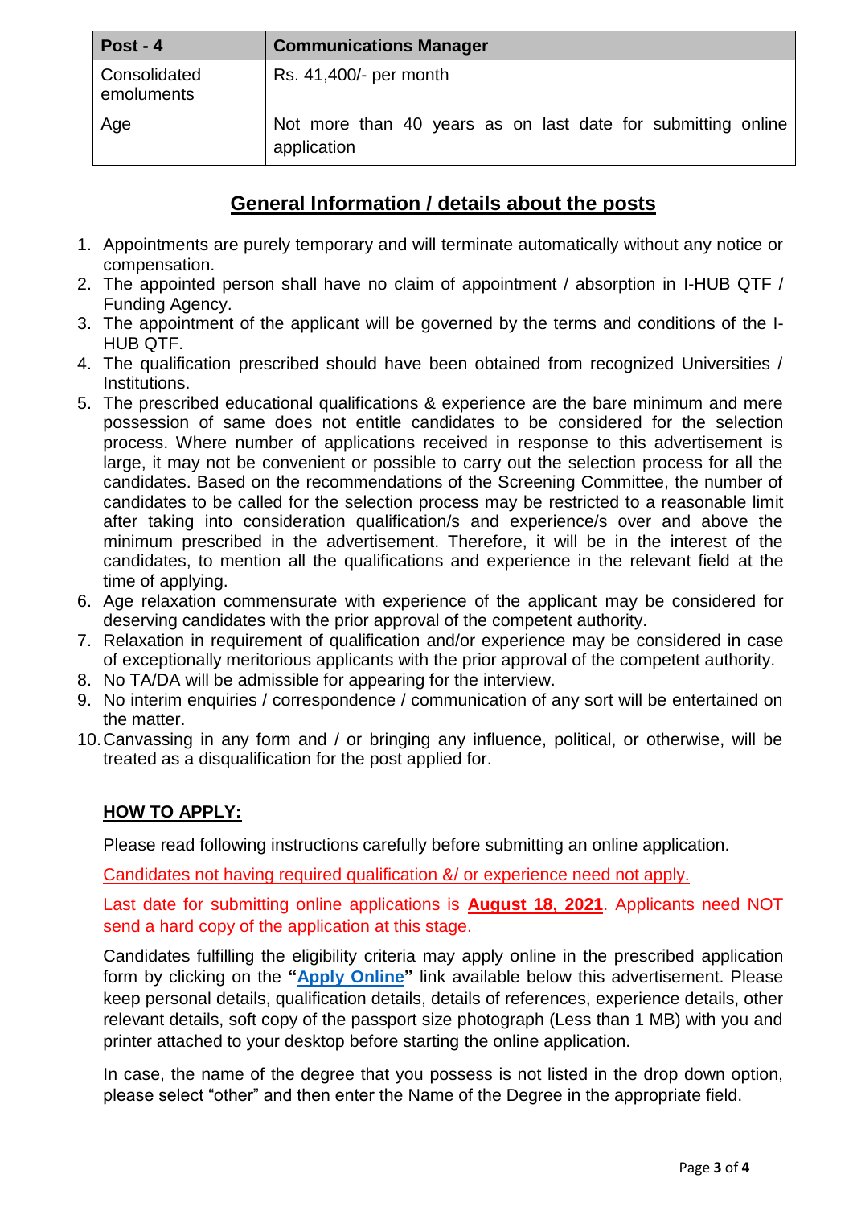| Post - 4 | Communications Manager |
|---|---|
| Consolidated emoluments | Rs. 41,400/- per month |
| Age | Not more than 40 years as on last date for submitting online application |

## General Information / details about the posts

1. Appointments are purely temporary and will terminate automatically without any notice or compensation.
2. The appointed person shall have no claim of appointment / absorption in I-HUB QTF / Funding Agency.
3. The appointment of the applicant will be governed by the terms and conditions of the I-HUB QTF.
4. The qualification prescribed should have been obtained from recognized Universities / Institutions.
5. The prescribed educational qualifications & experience are the bare minimum and mere possession of same does not entitle candidates to be considered for the selection process. Where number of applications received in response to this advertisement is large, it may not be convenient or possible to carry out the selection process for all the candidates. Based on the recommendations of the Screening Committee, the number of candidates to be called for the selection process may be restricted to a reasonable limit after taking into consideration qualification/s and experience/s over and above the minimum prescribed in the advertisement. Therefore, it will be in the interest of the candidates, to mention all the qualifications and experience in the relevant field at the time of applying.
6. Age relaxation commensurate with experience of the applicant may be considered for deserving candidates with the prior approval of the competent authority.
7. Relaxation in requirement of qualification and/or experience may be considered in case of exceptionally meritorious applicants with the prior approval of the competent authority.
8. No TA/DA will be admissible for appearing for the interview.
9. No interim enquiries / correspondence / communication of any sort will be entertained on the matter.
10. Canvassing in any form and / or bringing any influence, political, or otherwise, will be treated as a disqualification for the post applied for.

**HOW TO APPLY:**

Please read following instructions carefully before submitting an online application.

Candidates not having required qualification &/ or experience need not apply.

Last date for submitting online applications is **August 18, 2021**. Applicants need NOT send a hard copy of the application at this stage.

Candidates fulfilling the eligibility criteria may apply online in the prescribed application form by clicking on the **"Apply Online"** link available below this advertisement. Please keep personal details, qualification details, details of references, experience details, other relevant details, soft copy of the passport size photograph (Less than 1 MB) with you and printer attached to your desktop before starting the online application.

In case, the name of the degree that you possess is not listed in the drop down option, please select "other" and then enter the Name of the Degree in the appropriate field.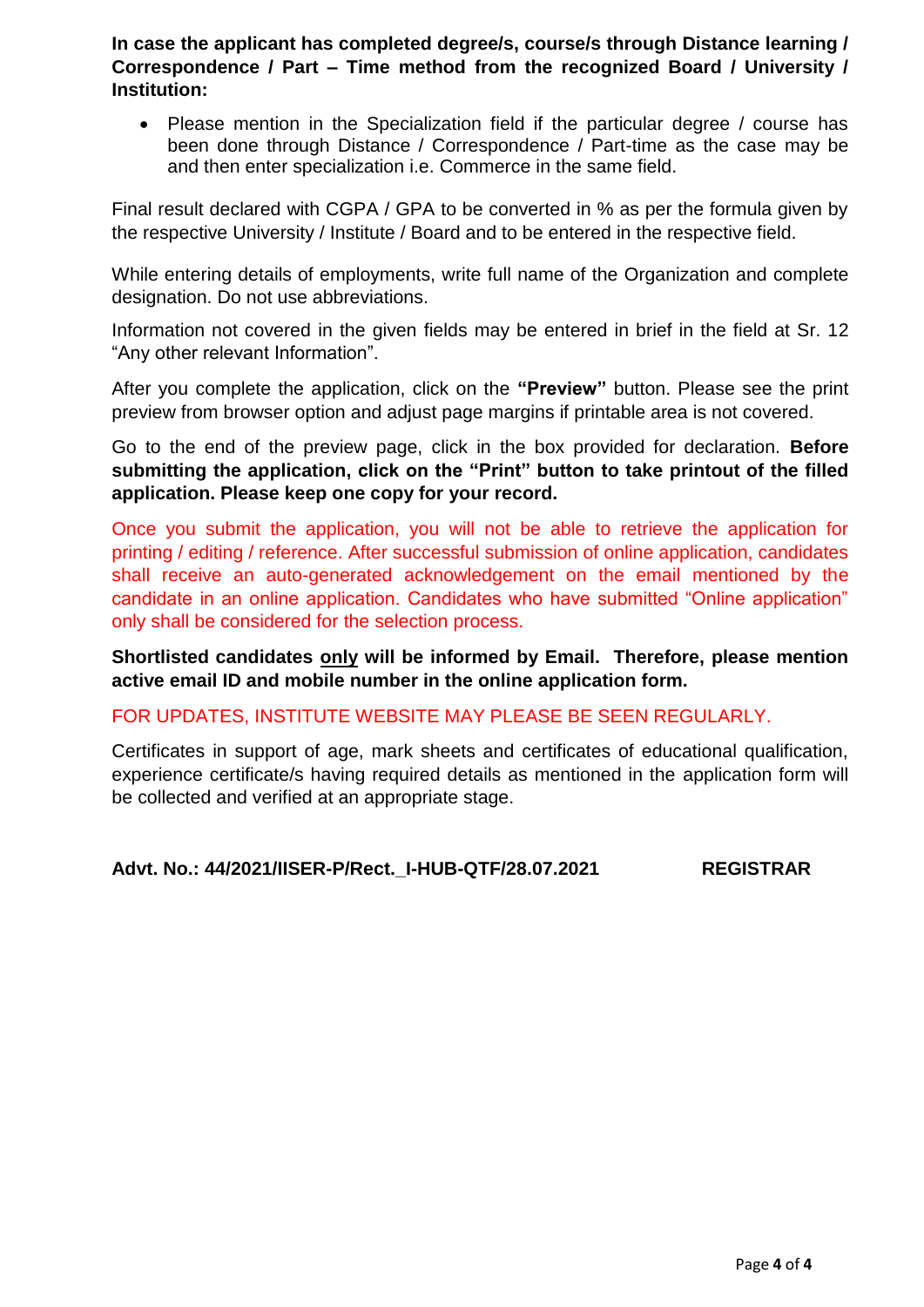**In case the applicant has completed degree/s, course/s through Distance learning / Correspondence / Part – Time method from the recognized Board / University / Institution:**

- Please mention in the Specialization field if the particular degree / course has been done through Distance / Correspondence / Part-time as the case may be and then enter specialization i.e. Commerce in the same field.

Final result declared with CGPA / GPA to be converted in % as per the formula given by the respective University / Institute / Board and to be entered in the respective field.

While entering details of employments, write full name of the Organization and complete designation. Do not use abbreviations.

Information not covered in the given fields may be entered in brief in the field at Sr. 12 "Any other relevant Information".

After you complete the application, click on the **"Preview"** button. Please see the print preview from browser option and adjust page margins if printable area is not covered.

Go to the end of the preview page, click in the box provided for declaration. **Before submitting the application, click on the "Print" button to take printout of the filled application. Please keep one copy for your record.**

Once you submit the application, you will not be able to retrieve the application for printing / editing / reference. After successful submission of online application, candidates shall receive an auto-generated acknowledgement on the email mentioned by the candidate in an online application. Candidates who have submitted "Online application" only shall be considered for the selection process.

**Shortlisted candidates only will be informed by Email. Therefore, please mention active email ID and mobile number in the online application form.**

FOR UPDATES, INSTITUTE WEBSITE MAY PLEASE BE SEEN REGULARLY.

Certificates in support of age, mark sheets and certificates of educational qualification, experience certificate/s having required details as mentioned in the application form will be collected and verified at an appropriate stage.

**Advt. No.: 44/2021/IISER-P/Rect._I-HUB-QTF/28.07.2021** **REGISTRAR**